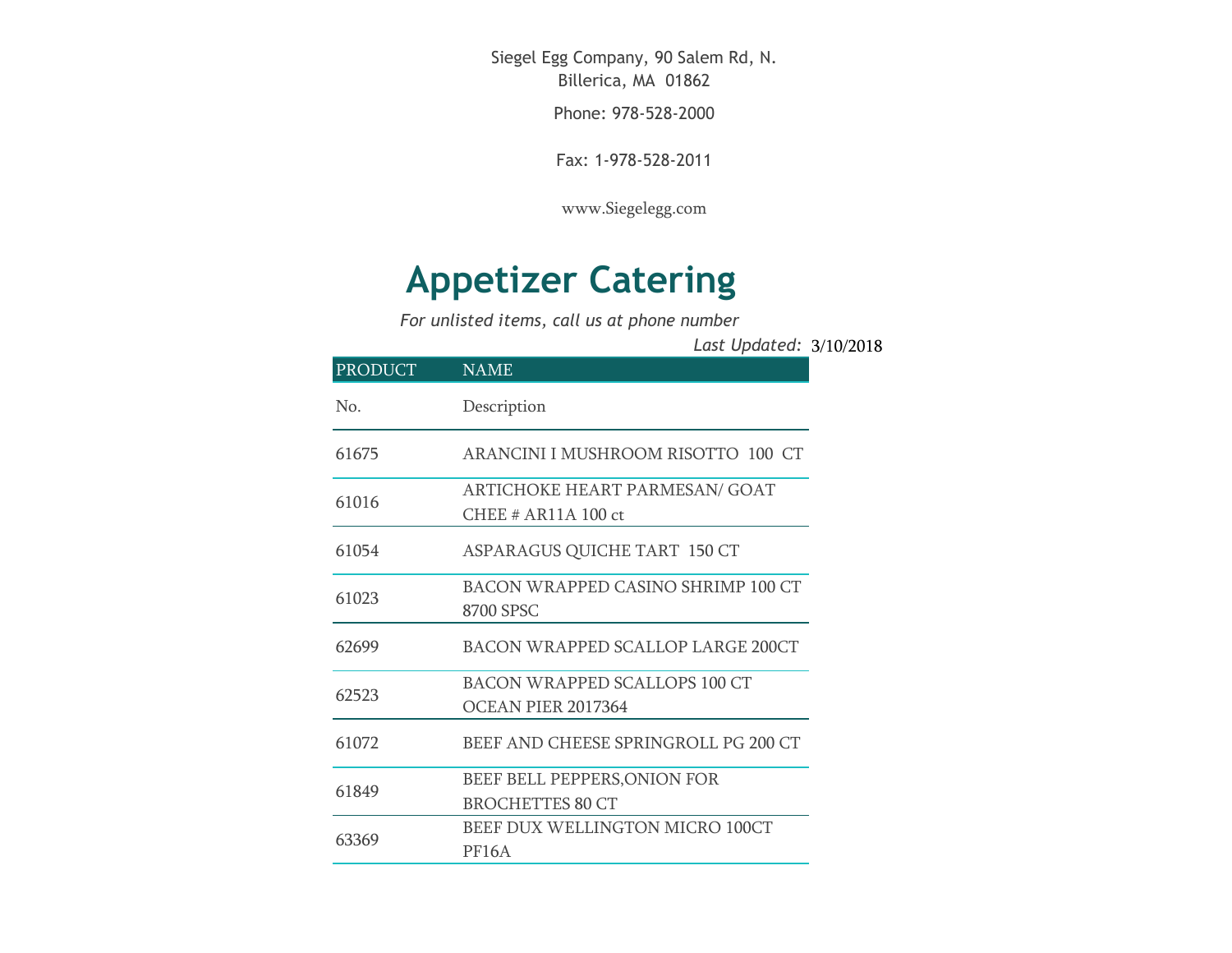Siegel Egg Company, 90 Salem Rd, N. Billerica, MA 01862

Phone: 978-528-2000

Fax: 1-978-528-2011

www.Siegelegg.com

# Appetizer Catering

*For unlisted items, call us at phone number*

*Last Updated:* 3/10/2018

| PRODUCT | NAME |
|---|---|
| No. | Description |
| 61675 | ARANCINI I MUSHROOM RISOTTO 100 CT |
| 61016 | ARTICHOKE HEART PARMESAN/ GOAT CHEE # AR11A 100 ct |
| 61054 | ASPARAGUS QUICHE TART 150 CT |
| 61023 | BACON WRAPPED CASINO SHRIMP 100 CT 8700 SPSC |
| 62699 | BACON WRAPPED SCALLOP LARGE 200CT |
| 62523 | BACON WRAPPED SCALLOPS 100 CT OCEAN PIER 2017364 |
| 61072 | BEEF AND CHEESE SPRINGROLL PG 200 CT |
| 61849 | BEEF BELL PEPPERS,ONION FOR BROCHETTES 80 CT |
| 63369 | BEEF DUX WELLINGTON MICRO 100CT PF16A |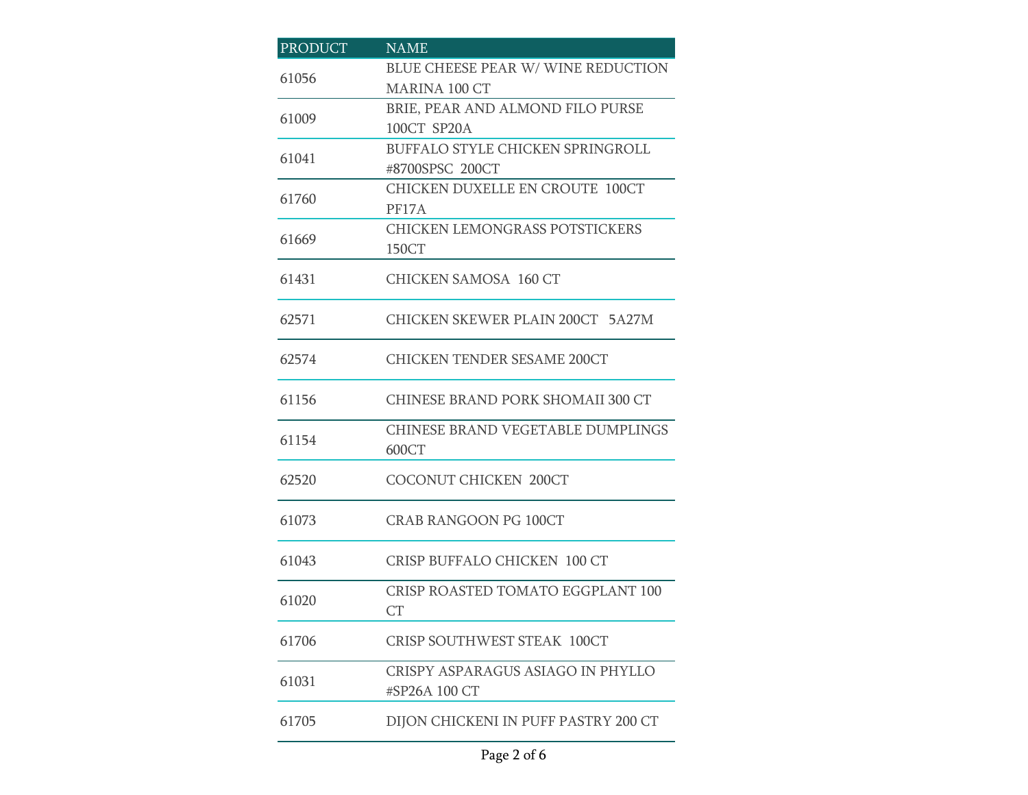| PRODUCT | NAME |
| --- | --- |
| 61056 | BLUE CHEESE PEAR W/ WINE REDUCTION MARINA 100 CT |
| 61009 | BRIE, PEAR AND ALMOND FILO PURSE 100CT SP20A |
| 61041 | BUFFALO STYLE CHICKEN SPRINGROLL #8700SPSC 200CT |
| 61760 | CHICKEN DUXELLE EN CROUTE 100CT PF17A |
| 61669 | CHICKEN LEMONGRASS POTSTICKERS 150CT |
| 61431 | CHICKEN SAMOSA 160 CT |
| 62571 | CHICKEN SKEWER PLAIN 200CT 5A27M |
| 62574 | CHICKEN TENDER SESAME 200CT |
| 61156 | CHINESE BRAND PORK SHOMAII 300 CT |
| 61154 | CHINESE BRAND VEGETABLE DUMPLINGS 600CT |
| 62520 | COCONUT CHICKEN 200CT |
| 61073 | CRAB RANGOON PG 100CT |
| 61043 | CRISP BUFFALO CHICKEN 100 CT |
| 61020 | CRISP ROASTED TOMATO EGGPLANT 100 CT |
| 61706 | CRISP SOUTHWEST STEAK 100CT |
| 61031 | CRISPY ASPARAGUS ASIAGO IN PHYLLO #SP26A 100 CT |
| 61705 | DIJON CHICKENI IN PUFF PASTRY 200 CT |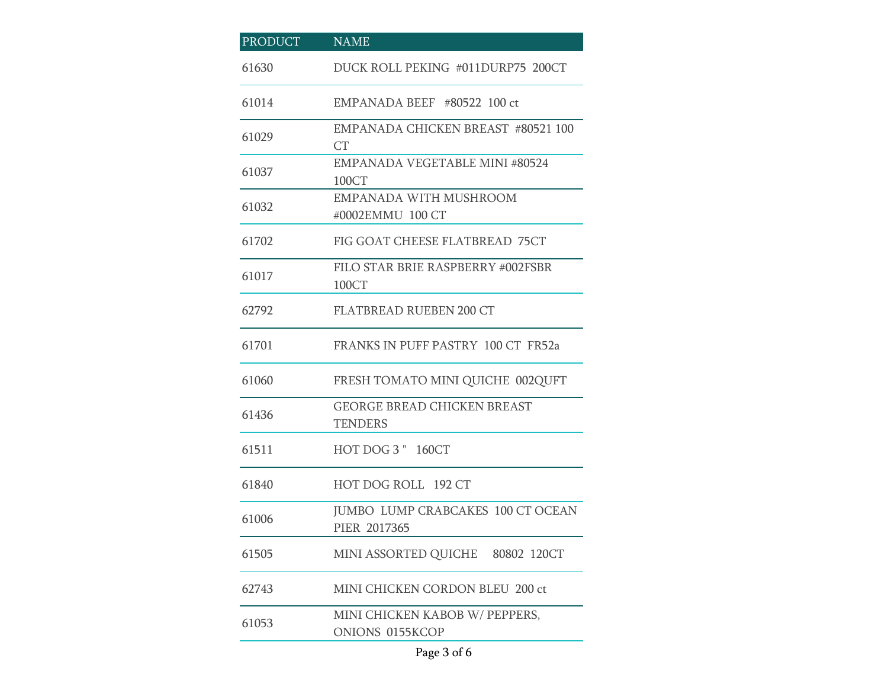| PRODUCT | NAME |
|---|---|
| 61630 | DUCK ROLL PEKING #011DURP75 200CT |
| 61014 | EMPANADA BEEF #80522 100 ct |
| 61029 | EMPANADA CHICKEN BREAST #80521 100 CT |
| 61037 | EMPANADA VEGETABLE MINI #80524 100CT |
| 61032 | EMPANADA WITH MUSHROOM #0002EMMU 100 CT |
| 61702 | FIG GOAT CHEESE FLATBREAD 75CT |
| 61017 | FILO STAR BRIE RASPBERRY #002FSBR 100CT |
| 62792 | FLATBREAD RUEBEN 200 CT |
| 61701 | FRANKS IN PUFF PASTRY 100 CT FR52a |
| 61060 | FRESH TOMATO MINI QUICHE 002QUFT |
| 61436 | GEORGE BREAD CHICKEN BREAST TENDERS |
| 61511 | HOT DOG 3 " 160CT |
| 61840 | HOT DOG ROLL 192 CT |
| 61006 | JUMBO LUMP CRABCAKES 100 CT OCEAN PIER 2017365 |
| 61505 | MINI ASSORTED QUICHE 80802 120CT |
| 62743 | MINI CHICKEN CORDON BLEU 200 ct |
| 61053 | MINI CHICKEN KABOB W/ PEPPERS, ONIONS 0155KCOP |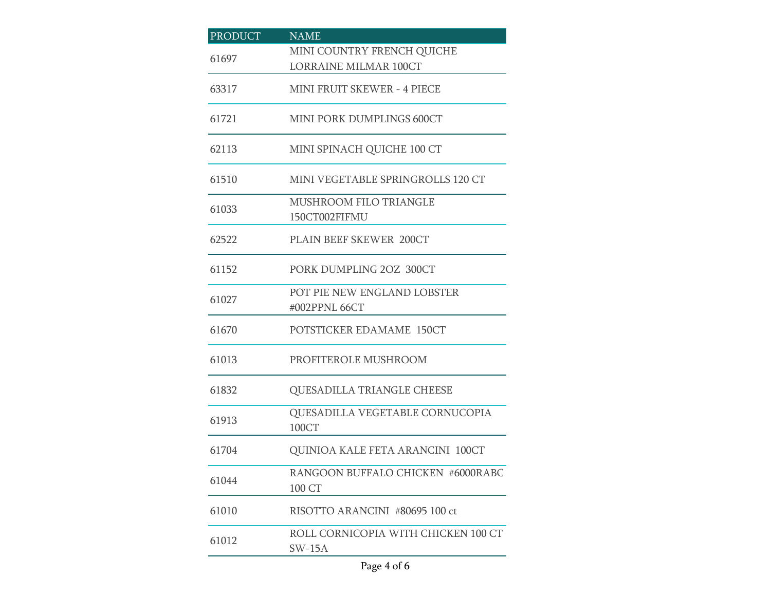| PRODUCT | NAME |
|---|---|
| 61697 | MINI COUNTRY FRENCH QUICHE LORRAINE MILMAR 100CT |
| 63317 | MINI FRUIT SKEWER - 4 PIECE |
| 61721 | MINI PORK DUMPLINGS 600CT |
| 62113 | MINI SPINACH QUICHE 100 CT |
| 61510 | MINI VEGETABLE SPRINGROLLS 120 CT |
| 61033 | MUSHROOM FILO TRIANGLE 150CT002FIFMU |
| 62522 | PLAIN BEEF SKEWER 200CT |
| 61152 | PORK DUMPLING 2OZ 300CT |
| 61027 | POT PIE NEW ENGLAND LOBSTER #002PPNL 66CT |
| 61670 | POTSTICKER EDAMAME 150CT |
| 61013 | PROFITEROLE MUSHROOM |
| 61832 | QUESADILLA TRIANGLE CHEESE |
| 61913 | QUESADILLA VEGETABLE CORNUCOPIA 100CT |
| 61704 | QUINIOA KALE FETA ARANCINI 100CT |
| 61044 | RANGOON BUFFALO CHICKEN #6000RABC 100 CT |
| 61010 | RISOTTO ARANCINI #80695 100 ct |
| 61012 | ROLL CORNICOPIA WITH CHICKEN 100 CT SW-15A |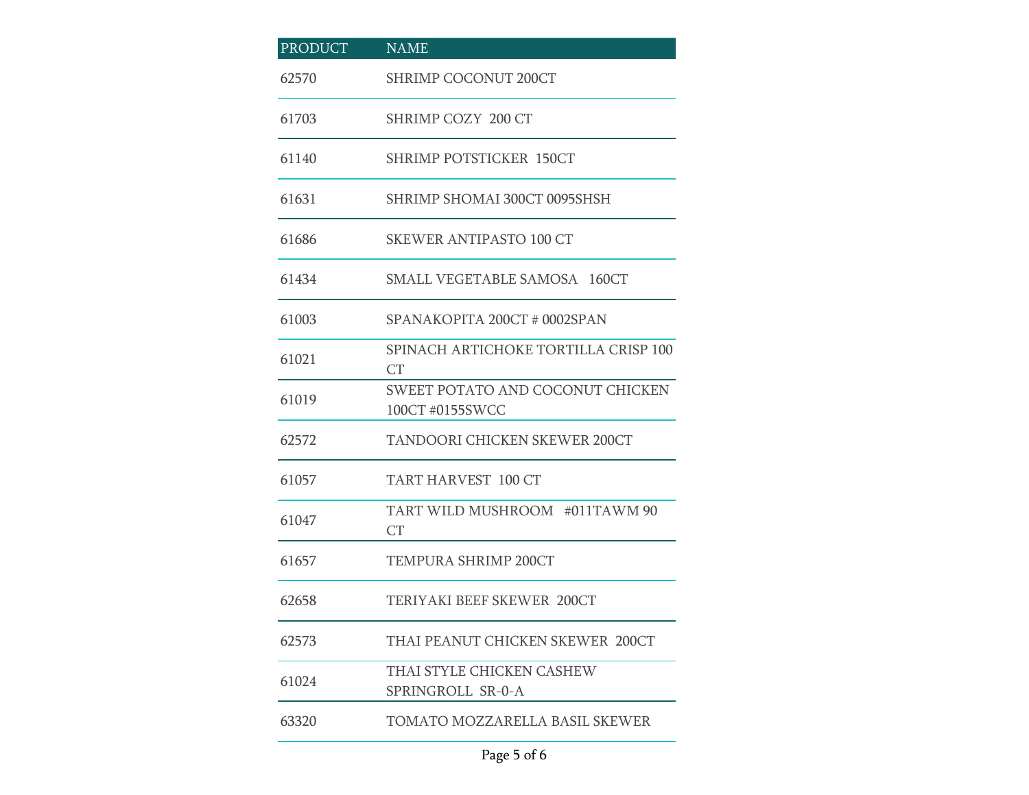| PRODUCT | NAME |
|---|---|
| 62570 | SHRIMP COCONUT 200CT |
| 61703 | SHRIMP COZY 200 CT |
| 61140 | SHRIMP POTSTICKER 150CT |
| 61631 | SHRIMP SHOMAI 300CT 0095SHSH |
| 61686 | SKEWER ANTIPASTO 100 CT |
| 61434 | SMALL VEGETABLE SAMOSA 160CT |
| 61003 | SPANAKOPITA 200CT # 0002SPAN |
| 61021 | SPINACH ARTICHOKE TORTILLA CRISP 100 CT |
| 61019 | SWEET POTATO AND COCONUT CHICKEN 100CT #0155SWCC |
| 62572 | TANDOORI CHICKEN SKEWER 200CT |
| 61057 | TART HARVEST 100 CT |
| 61047 | TART WILD MUSHROOM #011TAWM 90 CT |
| 61657 | TEMPURA SHRIMP 200CT |
| 62658 | TERIYAKI BEEF SKEWER 200CT |
| 62573 | THAI PEANUT CHICKEN SKEWER 200CT |
| 61024 | THAI STYLE CHICKEN CASHEW SPRINGROLL SR-0-A |
| 63320 | TOMATO MOZZARELLA BASIL SKEWER |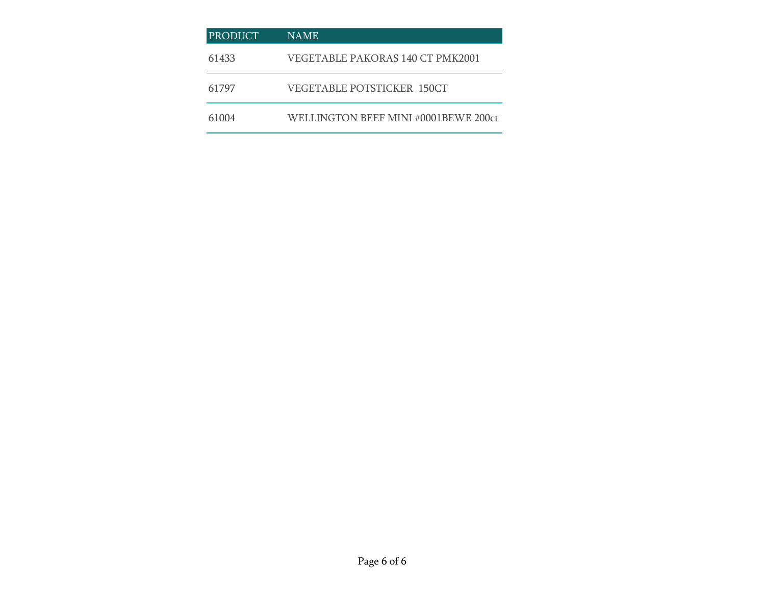| PRODUCT | NAME |
|---|---|
| 61433 | VEGETABLE PAKORAS 140 CT PMK2001 |
| 61797 | VEGETABLE POTSTICKER  150CT |
| 61004 | WELLINGTON BEEF MINI #0001BEWE 200ct |